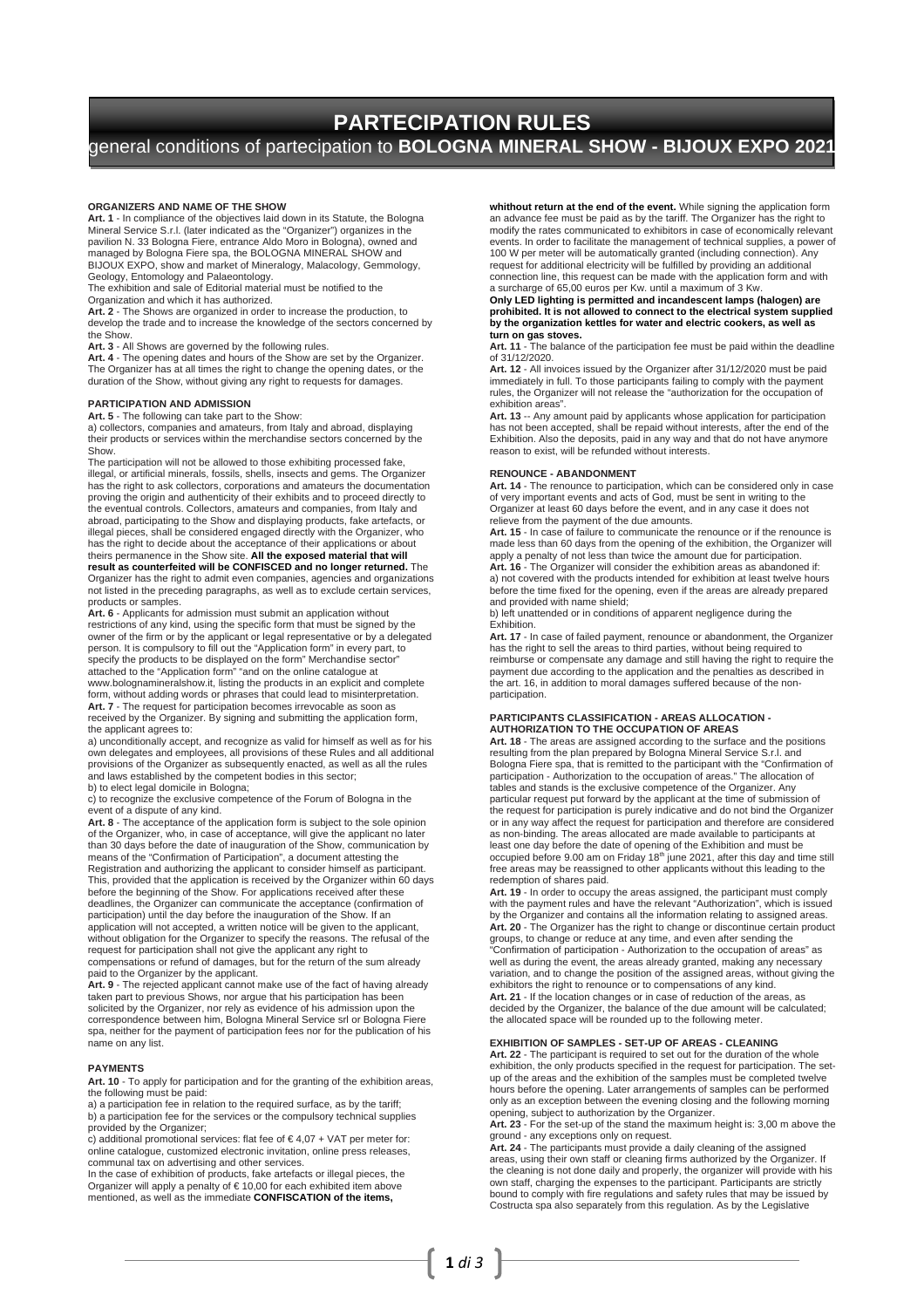# PARTECIPATION RULES

## general conditions of partecipation to **BOLOGNA MINERAL SHOW - BIJOUX EXPO 2021**

### ORGANIZERS AND NAME OF THE SHOW

**Art. 1** - In compliance of the objectives laid down in its Statute, the Bologna Mineral Service S.r.l. (later indicated as the "Organizer") organizes in the pavilion N. 33 Bologna Fiere, entrance Aldo Moro in Bologna), owned and managed by Bologna Fiere spa, the BOLOGNA MINERAL SHOW and BIJOUX EXPO, show and market of Mineralogy, Malacology, Gemmology, Geology, Entomology and Palaeontology.

The exhibition and sale of Editorial material must be notified to the Organization and which it has authorized.

**Art. 2** - The Shows are organized in order to increase the production, to develop the trade and to increase the knowledge of the sectors concerned by the Show.

**Art. 3** - All Shows are governed by the following rules.

**Art. 4** - The opening dates and hours of the Show are set by the Organizer. The Organizer has at all times the right to change the opening dates, or the duration of the Show, without giving any right to requests for damages.

### PARTICIPATION AND ADMISSION

**Art. 5** - The following can take part to the Show:

a) collectors, companies and amateurs, from Italy and abroad, displaying their products or services within the merchandise sectors concerned by the Show.

The participation will not be allowed to those exhibiting processed fake, illegal, or artificial minerals, fossils, shells, insects and gems. The Organizer has the right to ask collectors, corporations and amateurs the documentation proving the origin and authenticity of their exhibits and to proceed directly to the eventual controls. Collectors, amateurs and companies, from Italy and abroad, participating to the Show and displaying products, fake artefacts, or illegal pieces, shall be considered engaged directly with the Organizer, who has the right to decide about the acceptance of their applications or about theirs permanence in the Show site. **All the exposed material that will result as counterfeited will be CONFISCED and no longer returned.** The Organizer has the right to admit even companies, agencies and organizations not listed in the preceding paragraphs, as well as to exclude certain services, products or samples.

**Art. 6** - Applicants for admission must submit an application without restrictions of any kind, using the specific form that must be signed by the owner of the firm or by the applicant or legal representative or by a delegated person. It is compulsory to fill out the "Application form" in every part, to specify the products to be displayed on the form" Merchandise sector" attached to the "Application form" "and on the online catalogue at www.bolognamineralshow.it, listing the products in an explicit and complete form, without adding words or phrases that could lead to misinterpretation.

**Art. 7** - The request for participation becomes irrevocable as soon as received by the Organizer. By signing and submitting the application form, the applicant agrees to:

a) unconditionally accept, and recognize as valid for himself as well as for his own delegates and employees, all provisions of these Rules and all additional provisions of the Organizer as subsequently enacted, as well as all the rules and laws established by the competent bodies in this sector;

b) to elect legal domicile in Bologna;

c) to recognize the exclusive competence of the Forum of Bologna in the event of a dispute of any kind.

**Art. 8** - The acceptance of the application form is subject to the sole opinion of the Organizer, who, in case of acceptance, will give the applicant no later than 30 days before the date of inauguration of the Show, communication by means of the "Confirmation of Participation", a document attesting the Registration and authorizing the applicant to consider himself as participant. This, provided that the application is received by the Organizer within 60 days before the beginning of the Show. For applications received after these deadlines, the Organizer can communicate the acceptance (confirmation of participation) until the day before the inauguration of the Show. If an application will not accepted, a written notice will be given to the applicant, without obligation for the Organizer to specify the reasons. The refusal of the request for participation shall not give the applicant any right to compensations or refund of damages, but for the return of the sum already paid to the Organizer by the applicant.

**Art. 9** - The rejected applicant cannot make use of the fact of having already taken part to previous Shows, nor argue that his participation has been solicited by the Organizer, nor rely as evidence of his admission upon the correspondence between him, Bologna Mineral Service srl or Bologna Fiere spa, neither for the payment of participation fees nor for the publication of his name on any list.

### PAYMENTS

**Art. 10** - To apply for participation and for the granting of the exhibition areas, the following must be paid:

a) a participation fee in relation to the required surface, as by the tariff;

b) a participation fee for the services or the compulsory technical supplies provided by the Organizer;

c) additional promotional services: flat fee of € 4,07 + VAT per meter for: online catalogue, customized electronic invitation, online press releases, communal tax on advertising and other services.

In the case of exhibition of products, fake artefacts or illegal pieces, the Organizer will apply a penalty of € 10,00 for each exhibited item above mentioned, as well as the immediate **CONFISCATION of the items, whithout return at the end of the event.** While signing the application form an advance fee must be paid as by the tariff. The Organizer has the right to modify the rates communicated to exhibitors in case of economically relevant events. In order to facilitate the management of technical supplies, a power of 100 W per meter will be automatically granted (including connection). Any request for additional electricity will be fulfilled by providing an additional connection line, this request can be made with the application form and with a surcharge of 65,00 euros per Kw. until a maximum of 3 Kw.

**Only LED lighting is permitted and incandescent lamps (halogen) are prohibited. It is not allowed to connect to the electrical system supplied by the organization kettles for water and electric cookers, as well as turn on gas stoves.**

**Art. 11** - The balance of the participation fee must be paid within the deadline of 31/12/2020.

**Art. 12** - All invoices issued by the Organizer after 31/12/2020 must be paid immediately in full. To those participants failing to comply with the payment rules, the Organizer will not release the "authorization for the occupation of exhibition areas".

**Art. 13** -- Any amount paid by applicants whose application for participation has not been accepted, shall be repaid without interests, after the end of the Exhibition. Also the deposits, paid in any way and that do not have anymore reason to exist, will be refunded without interests.

### RENOUNCE - ABANDONMENT

**Art. 14** - The renounce to participation, which can be considered only in case of very important events and acts of God, must be sent in writing to the Organizer at least 60 days before the event, and in any case it does not relieve from the payment of the due amounts.

**Art. 15** - In case of failure to communicate the renounce or if the renounce is made less than 60 days from the opening of the exhibition, the Organizer will apply a penalty of not less than twice the amount due for participation.

**Art. 16** - The Organizer will consider the exhibition areas as abandoned if:

a) not covered with the products intended for exhibition at least twelve hours before the time fixed for the opening, even if the areas are already prepared and provided with name shield;

b) left unattended or in conditions of apparent negligence during the Exhibition.

**Art. 17** - In case of failed payment, renounce or abandonment, the Organizer has the right to sell the areas to third parties, without being required to reimburse or compensate any damage and still having the right to require the payment due according to the application and the penalties as described in the art. 16, in addition to moral damages suffered because of the non-participation.

### PARTICIPANTS CLASSIFICATION - AREAS ALLOCATION - AUTHORIZATION TO THE OCCUPATION OF AREAS

**Art. 18** - The areas are assigned according to the surface and the positions resulting from the plan prepared by Bologna Mineral Service S.r.l. and Bologna Fiere spa, that is remitted to the participant with the "Confirmation of participation - Authorization to the occupation of areas." The allocation of tables and stands is the exclusive competence of the Organizer. Any particular request put forward by the applicant at the time of submission of the request for participation is purely indicative and do not bind the Organizer or in any way affect the request for participation and therefore are considered as non-binding. The areas allocated are made available to participants at least one day before the date of opening of the Exhibition and must be occupied before 9.00 am on Friday 18th june 2021, after this day and time still free areas may be reassigned to other applicants without this leading to the redemption of shares paid.

**Art. 19** - In order to occupy the areas assigned, the participant must comply with the payment rules and have the relevant "Authorization", which is issued by the Organizer and contains all the information relating to assigned areas.

**Art. 20** - The Organizer has the right to change or discontinue certain product groups, to change or reduce at any time, and even after sending the "Confirmation of participation - Authorization to the occupation of areas" as well as during the event, the areas already granted, making any necessary variation, and to change the position of the assigned areas, without giving the exhibitors the right to renounce or to compensations of any kind.

**Art. 21** - If the location changes or in case of reduction of the areas, as decided by the Organizer, the balance of the due amount will be calculated; the allocated space will be rounded up to the following meter.

### EXHIBITION OF SAMPLES - SET-UP OF AREAS - CLEANING

**Art. 22** - The participant is required to set out for the duration of the whole exhibition, the only products specified in the request for participation. The set-up of the areas and the exhibition of the samples must be completed twelve hours before the opening. Later arrangements of samples can be performed only as an exception between the evening closing and the following morning opening, subject to authorization by the Organizer.

**Art. 23** - For the set-up of the stand the maximum height is: 3,00 m above the ground - any exceptions only on request.

**Art. 24** - The participants must provide a daily cleaning of the assigned areas, using their own staff or cleaning firms authorized by the Organizer. If the cleaning is not done daily and properly, the organizer will provide with his own staff, charging the expenses to the participant. Participants are strictly bound to comply with fire regulations and safety rules that may be issued by Costructa spa also separately from this regulation. As by the Legislative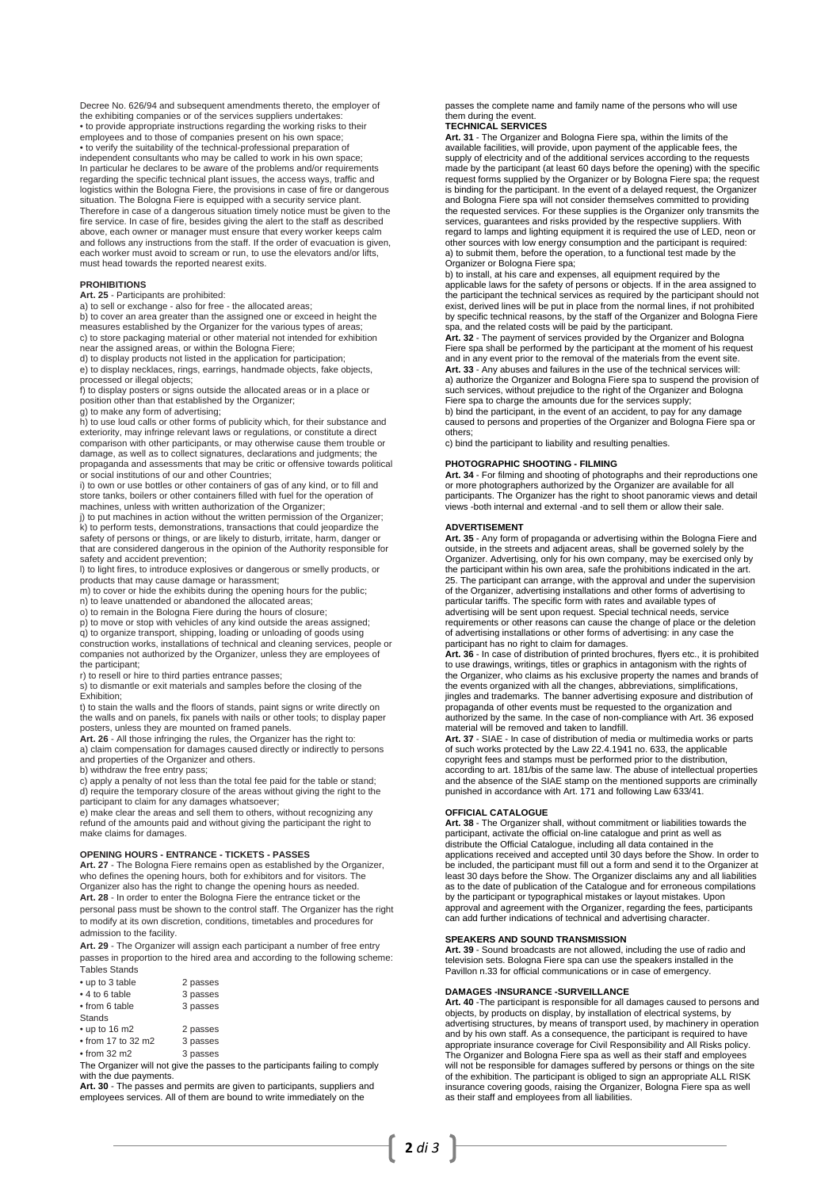Decree No. 626/94 and subsequent amendments thereto, the employer of the exhibiting companies or of the services suppliers undertakes:

• to provide appropriate instructions regarding the working risks to their employees and to those of companies present on his own space;

• to verify the suitability of the technical-professional preparation of independent consultants who may be called to work in his own space;

In particular he declares to be aware of the problems and/or requirements regarding the specific technical plant issues, the access ways, traffic and logistics within the Bologna Fiere, the provisions in case of fire or dangerous situation. The Bologna Fiere is equipped with a security service plant. Therefore in case of a dangerous situation timely notice must be given to the fire service. In case of fire, besides giving the alert to the staff as described above, each owner or manager must ensure that every worker keeps calm and follows any instructions from the staff. If the order of evacuation is given, each worker must avoid to scream or run, to use the elevators and/or lifts, must head towards the reported nearest exits.

## PROHIBITIONS

**Art. 25** - Participants are prohibited:

a) to sell or exchange - also for free - the allocated areas;

b) to cover an area greater than the assigned one or exceed in height the measures established by the Organizer for the various types of areas;

c) to store packaging material or other material not intended for exhibition near the assigned areas, or within the Bologna Fiere;

d) to display products not listed in the application for participation;

e) to display necklaces, rings, earrings, handmade objects, fake objects, processed or illegal objects;

f) to display posters or signs outside the allocated areas or in a place or position other than that established by the Organizer;

g) to make any form of advertising;

h) to use loud calls or other forms of publicity which, for their substance and exteriority, may infringe relevant laws or regulations, or constitute a direct comparison with other participants, or may otherwise cause them trouble or damage, as well as to collect signatures, declarations and judgments; the propaganda and assessments that may be critic or offensive towards political or social institutions of our and other Countries;

i) to own or use bottles or other containers of gas of any kind, or to fill and store tanks, boilers or other containers filled with fuel for the operation of machines, unless with written authorization of the Organizer;

j) to put machines in action without the written permission of the Organizer;

k) to perform tests, demonstrations, transactions that could jeopardize the safety of persons or things, or are likely to disturb, irritate, harm, danger or that are considered dangerous in the opinion of the Authority responsible for safety and accident prevention;

l) to light fires, to introduce explosives or dangerous or smelly products, or products that may cause damage or harassment;

m) to cover or hide the exhibits during the opening hours for the public;

n) to leave unattended or abandoned the allocated areas;

o) to remain in the Bologna Fiere during the hours of closure;

p) to move or stop with vehicles of any kind outside the areas assigned;

q) to organize transport, shipping, loading or unloading of goods using construction works, installations of technical and cleaning services, people or companies not authorized by the Organizer, unless they are employees of the participant;

r) to resell or hire to third parties entrance passes;

s) to dismantle or exit materials and samples before the closing of the Exhibition;

t) to stain the walls and the floors of stands, paint signs or write directly on the walls and on panels, fix panels with nails or other tools; to display paper posters, unless they are mounted on framed panels.

**Art. 26** - All those infringing the rules, the Organizer has the right to:

a) claim compensation for damages caused directly or indirectly to persons and properties of the Organizer and others.

b) withdraw the free entry pass;

c) apply a penalty of not less than the total fee paid for the table or stand;

d) require the temporary closure of the areas without giving the right to the participant to claim for any damages whatsoever;

e) make clear the areas and sell them to others, without recognizing any refund of the amounts paid and without giving the participant the right to make claims for damages.

## OPENING HOURS - ENTRANCE - TICKETS - PASSES

**Art. 27** - The Bologna Fiere remains open as established by the Organizer, who defines the opening hours, both for exhibitors and for visitors. The Organizer also has the right to change the opening hours as needed.

**Art. 28** - In order to enter the Bologna Fiere the entrance ticket or the personal pass must be shown to the control staff. The Organizer has the right to modify at its own discretion, conditions, timetables and procedures for admission to the facility.

**Art. 29** - The Organizer will assign each participant a number of free entry passes in proportion to the hired area and according to the following scheme:

Tables Stands

| | |
|---|---|
| • up to 3 table | 2 passes |
| • 4 to 6 table | 3 passes |
| • from 6 table | 3 passes |
| Stands | |
| • up to 16 m2 | 2 passes |
| • from 17 to 32 m2 | 3 passes |
| • from 32 m2 | 3 passes |

The Organizer will not give the passes to the participants failing to comply with the due payments.

**Art. 30** - The passes and permits are given to participants, suppliers and employees services. All of them are bound to write immediately on the passes the complete name and family name of the persons who will use them during the event.

## TECHNICAL SERVICES

**Art. 31** - The Organizer and Bologna Fiere spa, within the limits of the available facilities, will provide, upon payment of the applicable fees, the supply of electricity and of the additional services according to the requests made by the participant (at least 60 days before the opening) with the specific request forms supplied by the Organizer or by Bologna Fiere spa; the request is binding for the participant. In the event of a delayed request, the Organizer and Bologna Fiere spa will not consider themselves committed to providing the requested services. For these supplies is the Organizer only transmits the services, guarantees and risks provided by the respective suppliers. With regard to lamps and lighting equipment it is required the use of LED, neon or other sources with low energy consumption and the participant is required:

a) to submit them, before the operation, to a functional test made by the Organizer or Bologna Fiere spa;

b) to install, at his care and expenses, all equipment required by the applicable laws for the safety of persons or objects. If in the area assigned to the participant the technical services as required by the participant should not exist, derived lines will be put in place from the normal lines, if not prohibited by specific technical reasons, by the staff of the Organizer and Bologna Fiere spa, and the related costs will be paid by the participant.

**Art. 32** - The payment of services provided by the Organizer and Bologna Fiere spa shall be performed by the participant at the moment of his request and in any event prior to the removal of the materials from the event site.

**Art. 33** - Any abuses and failures in the use of the technical services will:

a) authorize the Organizer and Bologna Fiere spa to suspend the provision of such services, without prejudice to the right of the Organizer and Bologna Fiere spa to charge the amounts due for the services supply;

b) bind the participant, in the event of an accident, to pay for any damage caused to persons and properties of the Organizer and Bologna Fiere spa or others;

c) bind the participant to liability and resulting penalties.

## PHOTOGRAPHIC SHOOTING - FILMING

**Art. 34** - For filming and shooting of photographs and their reproductions one or more photographers authorized by the Organizer are available for all participants. The Organizer has the right to shoot panoramic views and detail views -both internal and external -and to sell them or allow their sale.

## ADVERTISEMENT

**Art. 35** - Any form of propaganda or advertising within the Bologna Fiere and outside, in the streets and adjacent areas, shall be governed solely by the Organizer. Advertising, only for his own company, may be exercised only by the participant within his own area, safe the prohibitions indicated in the art. 25. The participant can arrange, with the approval and under the supervision of the Organizer, advertising installations and other forms of advertising to particular tariffs. The specific form with rates and available types of advertising will be sent upon request. Special technical needs, service requirements or other reasons can cause the change of place or the deletion of advertising installations or other forms of advertising: in any case the participant has no right to claim for damages.

**Art. 36** - In case of distribution of printed brochures, flyers etc., it is prohibited to use drawings, writings, titles or graphics in antagonism with the rights of the Organizer, who claims as his exclusive property the names and brands of the events organized with all the changes, abbreviations, simplifications, jingles and trademarks. The banner advertising exposure and distribution of propaganda of other events must be requested to the organization and authorized by the same. In the case of non-compliance with Art. 36 exposed material will be removed and taken to landfill.

**Art. 37** - SIAE - In case of distribution of media or multimedia works or parts of such works protected by the Law 22.4.1941 no. 633, the applicable copyright fees and stamps must be performed prior to the distribution, according to art. 181/bis of the same law. The abuse of intellectual properties and the absence of the SIAE stamp on the mentioned supports are criminally punished in accordance with Art. 171 and following Law 633/41.

## OFFICIAL CATALOGUE

**Art. 38** - The Organizer shall, without commitment or liabilities towards the participant, activate the official on-line catalogue and print as well as distribute the Official Catalogue, including all data contained in the applications received and accepted until 30 days before the Show. In order to be included, the participant must fill out a form and send it to the Organizer at least 30 days before the Show. The Organizer disclaims any and all liabilities as to the date of publication of the Catalogue and for erroneous compilations by the participant or typographical mistakes or layout mistakes. Upon approval and agreement with the Organizer, regarding the fees, participants can add further indications of technical and advertising character.

## SPEAKERS AND SOUND TRANSMISSION

**Art. 39** - Sound broadcasts are not allowed, including the use of radio and television sets. Bologna Fiere spa can use the speakers installed in the Pavillon n.33 for official communications or in case of emergency.

## DAMAGES -INSURANCE -SURVEILLANCE

**Art. 40** -The participant is responsible for all damages caused to persons and objects, by products on display, by installation of electrical systems, by advertising structures, by means of transport used, by machinery in operation and by his own staff. As a consequence, the participant is required to have appropriate insurance coverage for Civil Responsibility and All Risks policy. The Organizer and Bologna Fiere spa as well as their staff and employees will not be responsible for damages suffered by persons or things on the site of the exhibition. The participant is obliged to sign an appropriate ALL RISK insurance covering goods, raising the Organizer, Bologna Fiere spa as well as their staff and employees from all liabilities.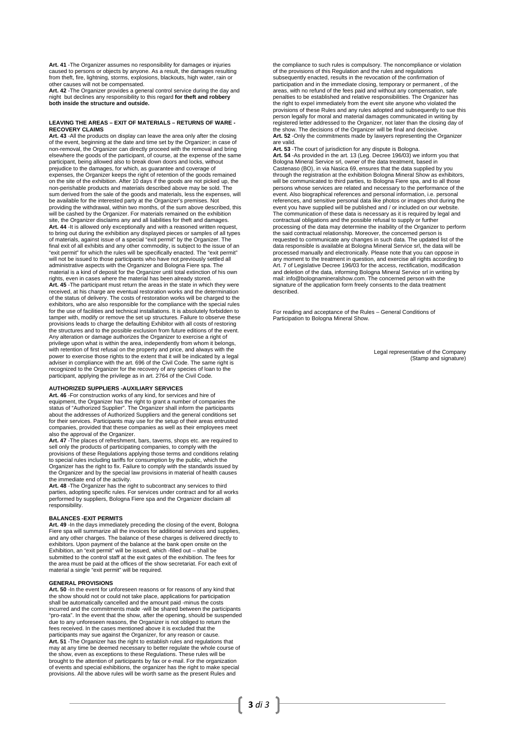**Art. 41** -The Organizer assumes no responsibility for damages or injuries caused to persons or objects by anyone. As a result, the damages resulting from theft, fire, lightning, storms, explosions, blackouts, high water, rain or other causes will not be compensated.

**Art. 42** -The Organizer provides a general control service during the day and night but declines any responsibility to this regard **for theft and robbery both inside the structure and outside.**

#### LEAVING THE AREAS – EXIT OF MATERIALS – RETURNS OF WARE - RECOVERY CLAIMS

**Art. 43** -All the products on display can leave the area only after the closing of the event, beginning at the date and time set by the Organizer; in case of non-removal, the Organizer can directly proceed with the removal and bring elsewhere the goods of the participant, of course, at the expense of the same participant, being allowed also to break down doors and locks, without prejudice to the damages, for which, as guarantee and coverage of expenses, the Organizer keeps the right of retention of the goods remained on the site of the exhibition. After 10 days if the goods are not picked up, the non-perishable products and materials described above may be sold. The sum derived from the sale of the goods and materials, less the expenses, will be available for the interested party at the Organizer's premises. Not providing the withdrawal, within two months, of the sum above described, this will be cashed by the Organizer. For materials remained on the exhibition site, the Organizer disclaims any and all liabilities for theft and damages.

**Art. 44** -It is allowed only exceptionally and with a reasoned written request, to bring out during the exhibition any displayed pieces or samples of all types of materials, against issue of a special "exit permit" by the Organizer. The final exit of all exhibits and any other commodity, is subject to the issue of an "exit permit" for which the rules will be specifically enacted. The "exit permit" will not be issued to those participants who have not previously settled all administrative aspects with the Organizer and Bologna Fiere spa. The material is a kind of deposit for the Organizer until total extinction of his own rights, even in cases where the material has been already stored.

**Art. 45** -The participant must return the areas in the state in which they were received, at his charge are eventual restoration works and the determination of the status of delivery. The costs of restoration works will be charged to the exhibitors, who are also responsible for the compliance with the special rules for the use of facilities and technical installations. It is absolutely forbidden to tamper with, modify or remove the set up structures. Failure to observe these provisions leads to charge the defaulting Exhibitor with all costs of restoring the structures and to the possible exclusion from future editions of the event. Any alteration or damage authorizes the Organizer to exercise a right of privilege upon what is within the area, independently from whom it belongs, with retention of first refusal on the property and price, and always with the power to exercise those rights to the extent that it will be indicated by a legal adviser in compliance with the art. 696 of the Civil Code. The same right is recognized to the Organizer for the recovery of any species of loan to the participant, applying the privilege as in art. 2764 of the Civil Code.

#### AUTHORIZED SUPPLIERS -AUXILIARY SERVICES

**Art. 46** -For construction works of any kind, for services and hire of equipment, the Organizer has the right to grant a number of companies the status of "Authorized Supplier". The Organizer shall inform the participants about the addresses of Authorized Suppliers and the general conditions set for their services. Participants may use for the setup of their areas entrusted companies, provided that these companies as well as their employees meet also the approval of the Organizer.

**Art. 47** -The places of refreshment, bars, taverns, shops etc. are required to sell only the products of participating companies, to comply with the provisions of these Regulations applying those terms and conditions relating to special rules including tariffs for consumption by the public, which the Organizer has the right to fix. Failure to comply with the standards issued by the Organizer and by the special law provisions in material of health causes the immediate end of the activity.

**Art. 48** -The Organizer has the right to subcontract any services to third parties, adopting specific rules. For services under contract and for all works performed by suppliers, Bologna Fiere spa and the Organizer disclaim all responsibility.

#### BALANCES -EXIT PERMITS

**Art. 49** -In the days immediately preceding the closing of the event, Bologna Fiere spa will summarize all the invoices for additional services and supplies, and any other charges. The balance of these charges is delivered directly to exhibitors. Upon payment of the balance at the bank open onsite on the Exhibition, an "exit permit" will be issued, which -filled out – shall be submitted to the control staff at the exit gates of the exhibition. The fees for the area must be paid at the offices of the show secretariat. For each exit of material a single "exit permit" will be required.

#### GENERAL PROVISIONS

**Art. 50** -In the event for unforeseen reasons or for reasons of any kind that the show should not or could not take place, applications for participation shall be automatically cancelled and the amount paid -minus the costs incurred and the commitments made -will be shared between the participants "pro-rata". In the event that the show, after the opening, should be suspended due to any unforeseen reasons, the Organizer is not obliged to return the fees received. In the cases mentioned above it is excluded that the participants may sue against the Organizer, for any reason or cause.

**Art. 51** -The Organizer has the right to establish rules and regulations that may at any time be deemed necessary to better regulate the whole course of the show, even as exceptions to these Regulations. These rules will be brought to the attention of participants by fax or e-mail. For the organization of events and special exhibitions, the organizer has the right to make special provisions. All the above rules will be worth same as the present Rules and the compliance to such rules is compulsory. The noncompliance or violation of the provisions of this Regulation and the rules and regulations subsequently enacted, results in the revocation of the confirmation of participation and in the immediate closing, temporary or permanent , of the areas, with no refund of the fees paid and without any compensation, safe penalties to be established and relative responsibilities. The Organizer has the right to expel immediately from the event site anyone who violated the provisions of these Rules and any rules adopted and subsequently to sue this person legally for moral and material damages communicated in writing by registered letter addressed to the Organizer, not later than the closing day of the show. The decisions of the Organizer will be final and decisive.

**Art. 52** -Only the commitments made by lawyers representing the Organizer are valid.

**Art. 53** -The court of jurisdiction for any dispute is Bologna.

**Art. 54** -As provided in the art. 13 (Leg. Decree 196/03) we inform you that Bologna Mineral Service srl, owner of the data treatment, based in Castenaso (BO), in via Nasica 69, ensures that the data supplied by you through the registration at the exhibition Bologna Mineral Show as exhibitors, will be communicated to third parties, to Bologna Fiere spa, and to all those persons whose services are related and necessary to the performance of the event. Also biographical references and personal information, i.e. personal references, and sensitive personal data like photos or images shot during the event you have supplied will be published and / or included on our website. The communication of these data is necessary as it is required by legal and contractual obligations and the possible refusal to supply or further processing of the data may determine the inability of the Organizer to perform the said contractual relationship. Moreover, the concerned person is requested to communicate any changes in such data. The updated list of the data responsible is available at Bologna Mineral Service srl, the data will be processed manually and electronically. Please note that you can oppose in any moment to the treatment in question, and exercise all rights according to Art. 7 of Legislative Decree 196/03 for the access, rectification, modification and deletion of the data, informing Bologna Mineral Service srl in writing by mail: info@bolognamineralshow.com. The concerned person with the signature of the application form freely consents to the data treatment described.

For reading and acceptance of the Rules – General Conditions of Participation to Bologna Mineral Show.

Legal representative of the Company
(Stamp and signature)